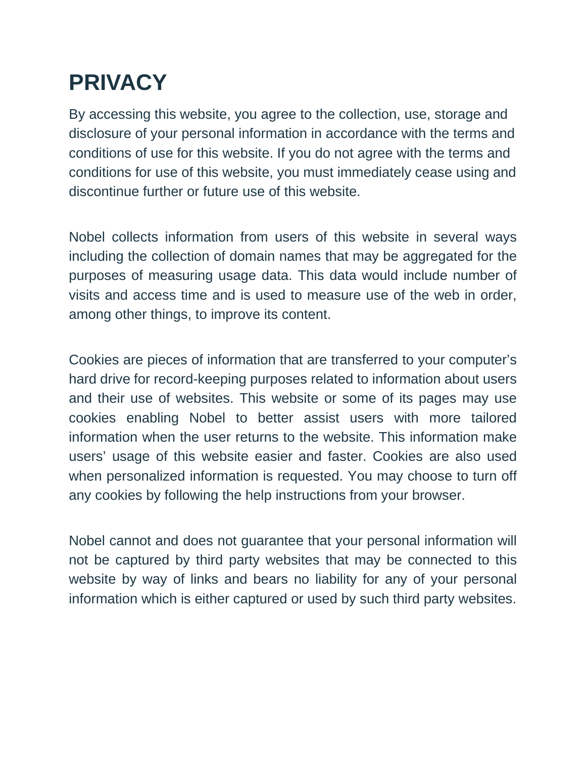# PRIVACY

By accessing this website, you agree to the collection, use, storage and disclosure of your personal information in accordance with the terms and conditions of use for this website. If you do not agree with the terms and conditions for use of this website, you must immediately cease using and discontinue further or future use of this website.

Nobel collects information from users of this website in several ways including the collection of domain names that may be aggregated for the purposes of measuring usage data. This data would include number of visits and access time and is used to measure use of the web in order, among other things, to improve its content.

Cookies are pieces of information that are transferred to your computer's hard drive for record-keeping purposes related to information about users and their use of websites. This website or some of its pages may use cookies enabling Nobel to better assist users with more tailored information when the user returns to the website. This information make users' usage of this website easier and faster. Cookies are also used when personalized information is requested. You may choose to turn off any cookies by following the help instructions from your browser.

Nobel cannot and does not guarantee that your personal information will not be captured by third party websites that may be connected to this website by way of links and bears no liability for any of your personal information which is either captured or used by such third party websites.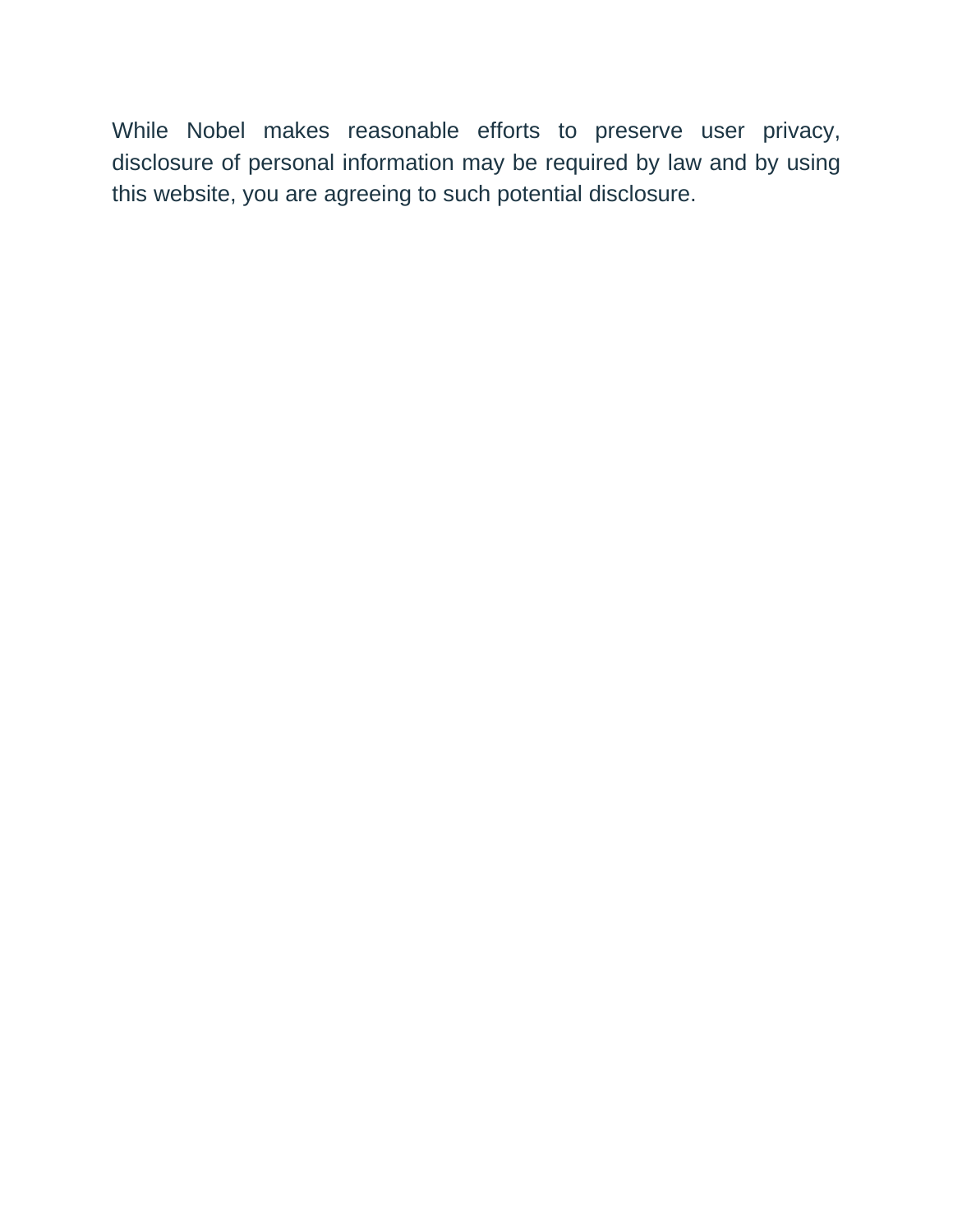While Nobel makes reasonable efforts to preserve user privacy, disclosure of personal information may be required by law and by using this website, you are agreeing to such potential disclosure.